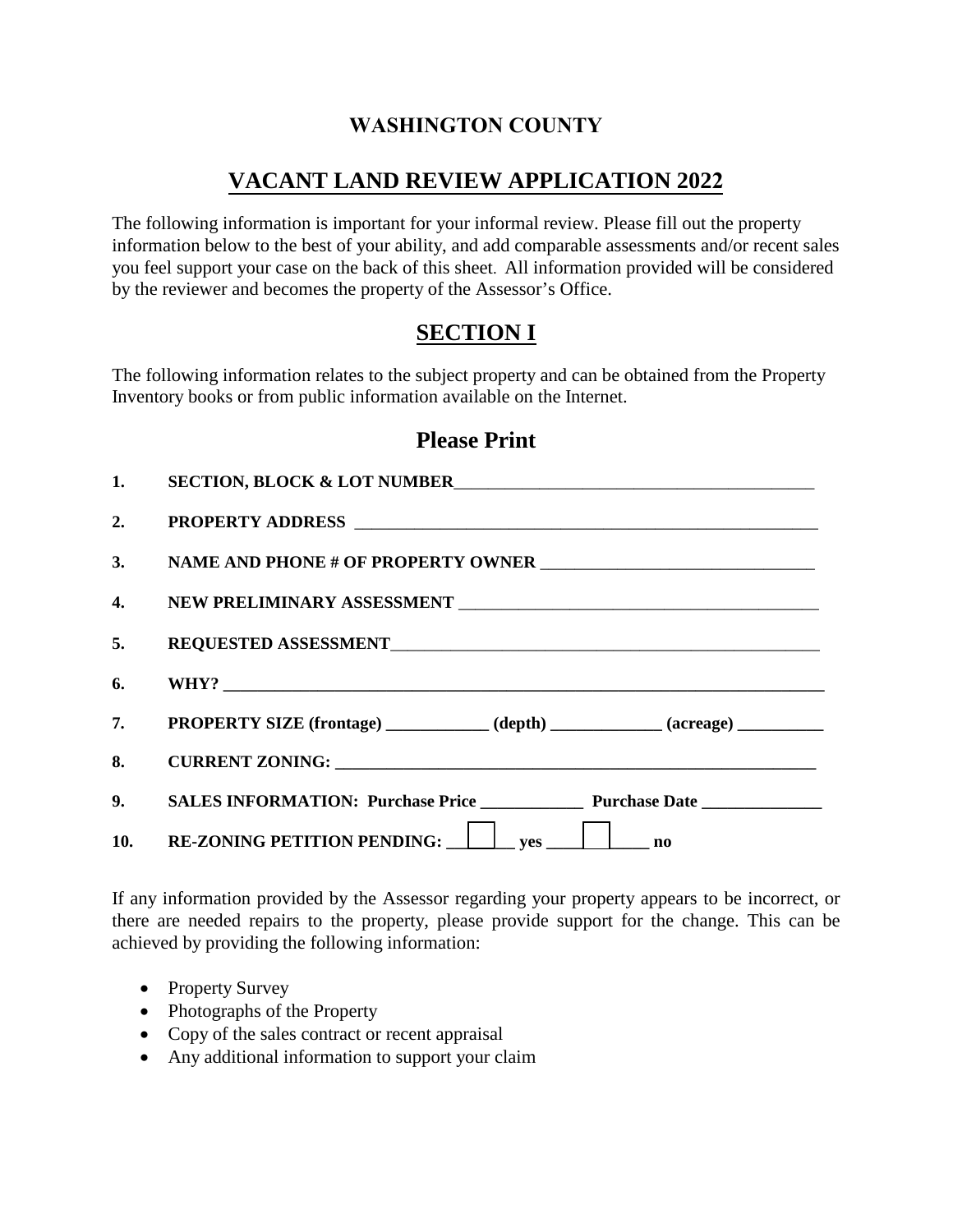# WASHINGTON COUNTY

## VACANT LAND REVIEW APPLICATION 2022

The following information is important for your informal review. Please fill out the property information below to the best of your ability, and add comparable assessments and/or recent sales you feel support your case on the back of this sheet. All information provided will be considered by the reviewer and becomes the property of the Assessor's Office.

## SECTION I

The following information relates to the subject property and can be obtained from the Property Inventory books or from public information available on the Internet.

### Please Print

1. **SECTION, BLOCK & LOT NUMBER**___________________________________________
2. **PROPERTY ADDRESS** ________________________________________________________
3. **NAME AND PHONE # OF PROPERTY OWNER** ________________________________
4. **NEW PRELIMINARY ASSESSMENT** __________________________________________
5. **REQUESTED ASSESSMENT**__________________________________________________
6. **WHY?** ________________________________________________________________________
7. **PROPERTY SIZE (frontage)** ____________ **(depth)** _____________ **(acreage)** __________
8. **CURRENT ZONING:** ________________________________________________________
9. **SALES INFORMATION: Purchase Price** ____________ **Purchase Date** ______________
10. **RE-ZONING PETITION PENDING:** ☐ **yes** ☐ **no**

If any information provided by the Assessor regarding your property appears to be incorrect, or there are needed repairs to the property, please provide support for the change. This can be achieved by providing the following information:

- Property Survey
- Photographs of the Property
- Copy of the sales contract or recent appraisal
- Any additional information to support your claim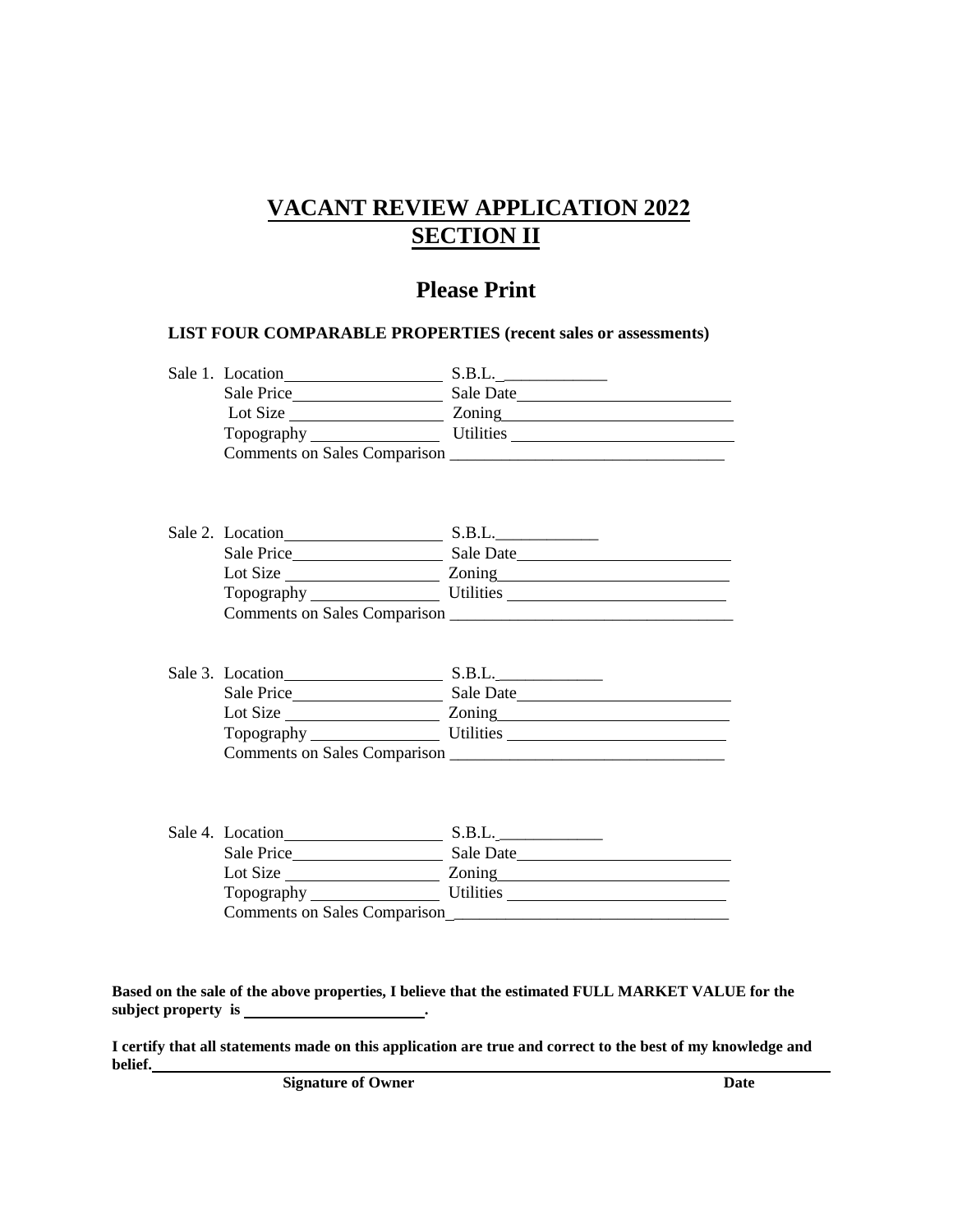# VACANT REVIEW APPLICATION 2022

# SECTION II

## Please Print

**LIST FOUR COMPARABLE PROPERTIES (recent sales or assessments)**

Sale 1. Location\_\_\_\_\_\_\_\_\_\_\_\_\_\_\_\_\_\_ S.B.L.\_\_\_\_\_\_\_\_\_\_\_\_\_
Sale Price\_\_\_\_\_\_\_\_\_\_\_\_\_\_\_\_\_\_ Sale Date\_\_\_\_\_\_\_\_\_\_\_\_\_\_\_\_\_\_\_\_\_\_\_\_\_\_
Lot Size \_\_\_\_\_\_\_\_\_\_\_\_\_\_\_\_\_\_ Zoning\_\_\_\_\_\_\_\_\_\_\_\_\_\_\_\_\_\_\_\_\_\_\_\_\_\_\_\_
Topography \_\_\_\_\_\_\_\_\_\_\_\_\_\_\_\_ Utilities \_\_\_\_\_\_\_\_\_\_\_\_\_\_\_\_\_\_\_\_\_\_\_\_\_\_\_\_
Comments on Sales Comparison \_\_\_\_\_\_\_\_\_\_\_\_\_\_\_\_\_\_\_\_\_\_\_\_\_\_\_\_\_\_\_\_\_\_

Sale 2. Location\_\_\_\_\_\_\_\_\_\_\_\_\_\_\_\_\_\_ S.B.L.\_\_\_\_\_\_\_\_\_\_\_\_\_
Sale Price\_\_\_\_\_\_\_\_\_\_\_\_\_\_\_\_\_\_ Sale Date\_\_\_\_\_\_\_\_\_\_\_\_\_\_\_\_\_\_\_\_\_\_\_\_\_\_
Lot Size \_\_\_\_\_\_\_\_\_\_\_\_\_\_\_\_\_\_ Zoning\_\_\_\_\_\_\_\_\_\_\_\_\_\_\_\_\_\_\_\_\_\_\_\_\_\_\_\_
Topography \_\_\_\_\_\_\_\_\_\_\_\_\_\_\_\_ Utilities \_\_\_\_\_\_\_\_\_\_\_\_\_\_\_\_\_\_\_\_\_\_\_\_\_\_\_\_
Comments on Sales Comparison \_\_\_\_\_\_\_\_\_\_\_\_\_\_\_\_\_\_\_\_\_\_\_\_\_\_\_\_\_\_\_\_\_\_

Sale 3. Location\_\_\_\_\_\_\_\_\_\_\_\_\_\_\_\_\_\_ S.B.L.\_\_\_\_\_\_\_\_\_\_\_\_\_
Sale Price\_\_\_\_\_\_\_\_\_\_\_\_\_\_\_\_\_\_ Sale Date\_\_\_\_\_\_\_\_\_\_\_\_\_\_\_\_\_\_\_\_\_\_\_\_\_\_
Lot Size \_\_\_\_\_\_\_\_\_\_\_\_\_\_\_\_\_\_ Zoning\_\_\_\_\_\_\_\_\_\_\_\_\_\_\_\_\_\_\_\_\_\_\_\_\_\_\_\_
Topography \_\_\_\_\_\_\_\_\_\_\_\_\_\_\_\_ Utilities \_\_\_\_\_\_\_\_\_\_\_\_\_\_\_\_\_\_\_\_\_\_\_\_\_\_\_\_
Comments on Sales Comparison \_\_\_\_\_\_\_\_\_\_\_\_\_\_\_\_\_\_\_\_\_\_\_\_\_\_\_\_\_\_\_\_\_\_

Sale 4. Location\_\_\_\_\_\_\_\_\_\_\_\_\_\_\_\_\_\_ S.B.L.\_\_\_\_\_\_\_\_\_\_\_\_\_
Sale Price\_\_\_\_\_\_\_\_\_\_\_\_\_\_\_\_\_\_ Sale Date\_\_\_\_\_\_\_\_\_\_\_\_\_\_\_\_\_\_\_\_\_\_\_\_\_\_
Lot Size \_\_\_\_\_\_\_\_\_\_\_\_\_\_\_\_\_\_ Zoning\_\_\_\_\_\_\_\_\_\_\_\_\_\_\_\_\_\_\_\_\_\_\_\_\_\_\_\_
Topography \_\_\_\_\_\_\_\_\_\_\_\_\_\_\_\_ Utilities \_\_\_\_\_\_\_\_\_\_\_\_\_\_\_\_\_\_\_\_\_\_\_\_\_\_\_\_
Comments on Sales Comparison\_\_\_\_\_\_\_\_\_\_\_\_\_\_\_\_\_\_\_\_\_\_\_\_\_\_\_\_\_\_\_\_\_\_

**Based on the sale of the above properties, I believe that the estimated FULL MARKET VALUE for the subject property is \_\_\_\_\_\_\_\_\_\_\_\_\_\_\_\_\_\_\_\_\_\_\_\_.**

**I certify that all statements made on this application are true and correct to the best of my knowledge and belief.\_\_\_\_\_\_\_\_\_\_\_\_\_\_\_\_\_\_\_\_\_\_\_\_\_\_\_\_\_\_\_\_\_\_\_\_\_\_\_\_\_\_\_\_\_\_\_\_\_\_\_\_\_\_\_\_\_\_\_\_\_\_\_\_\_\_\_\_\_\_\_\_**

**Signature of Owner** **Date**